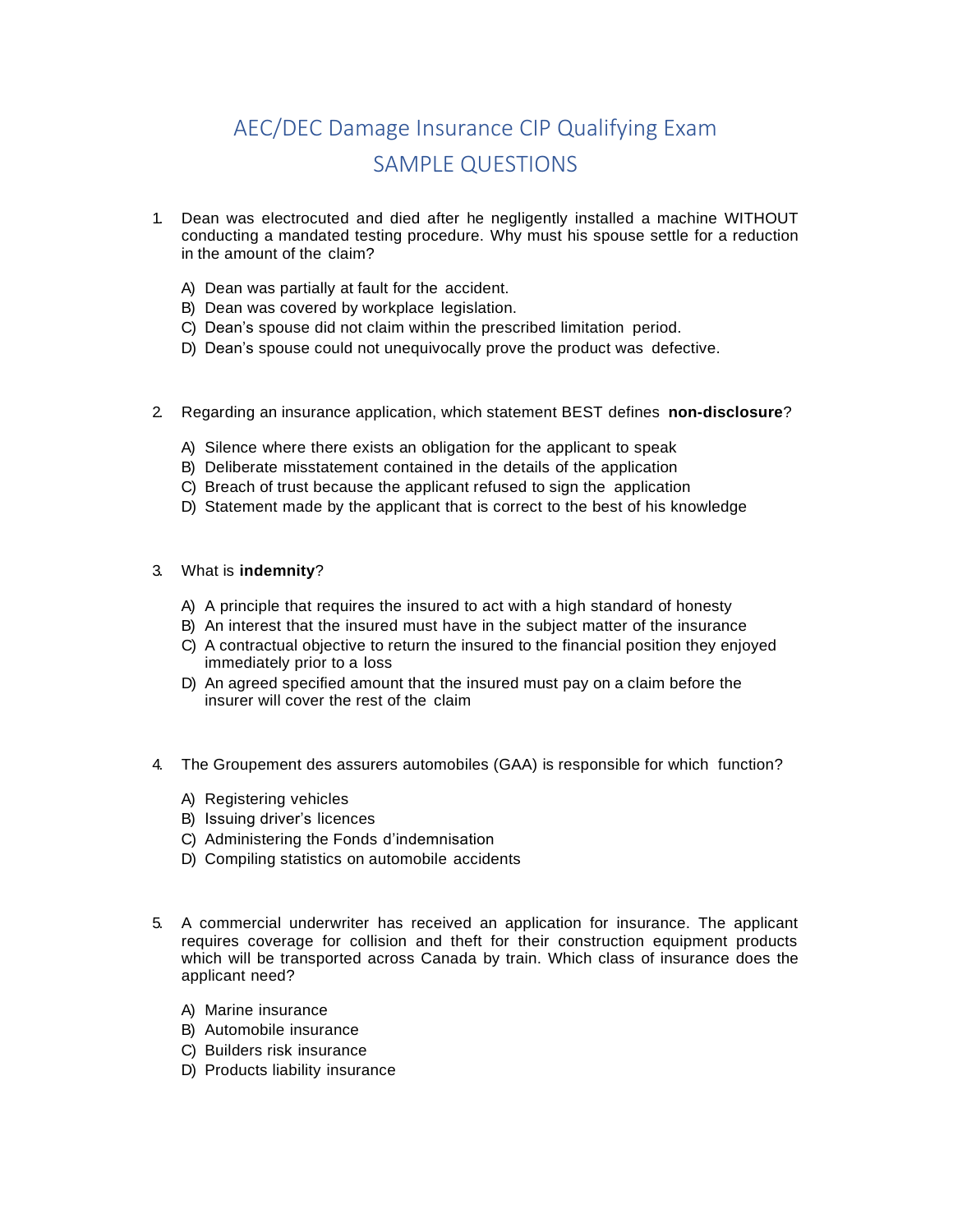# AEC/DEC Damage Insurance CIP Qualifying Exam
## SAMPLE QUESTIONS

1. Dean was electrocuted and died after he negligently installed a machine WITHOUT conducting a mandated testing procedure. Why must his spouse settle for a reduction in the amount of the claim?

   A) Dean was partially at fault for the accident.
   B) Dean was covered by workplace legislation.
   C) Dean's spouse did not claim within the prescribed limitation period.
   D) Dean's spouse could not unequivocally prove the product was defective.

2. Regarding an insurance application, which statement BEST defines **non-disclosure**?

   A) Silence where there exists an obligation for the applicant to speak
   B) Deliberate misstatement contained in the details of the application
   C) Breach of trust because the applicant refused to sign the application
   D) Statement made by the applicant that is correct to the best of his knowledge

3. What is **indemnity**?

   A) A principle that requires the insured to act with a high standard of honesty
   B) An interest that the insured must have in the subject matter of the insurance
   C) A contractual objective to return the insured to the financial position they enjoyed immediately prior to a loss
   D) An agreed specified amount that the insured must pay on a claim before the insurer will cover the rest of the claim

4. The Groupement des assurers automobiles (GAA) is responsible for which function?

   A) Registering vehicles
   B) Issuing driver's licences
   C) Administering the Fonds d'indemnisation
   D) Compiling statistics on automobile accidents

5. A commercial underwriter has received an application for insurance. The applicant requires coverage for collision and theft for their construction equipment products which will be transported across Canada by train. Which class of insurance does the applicant need?

   A) Marine insurance
   B) Automobile insurance
   C) Builders risk insurance
   D) Products liability insurance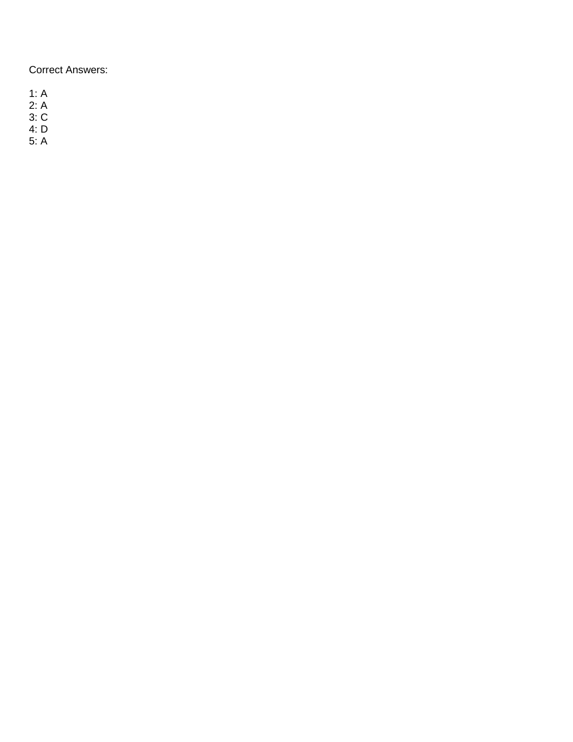Correct Answers:

1: A
2: A
3: C
4: D
5: A